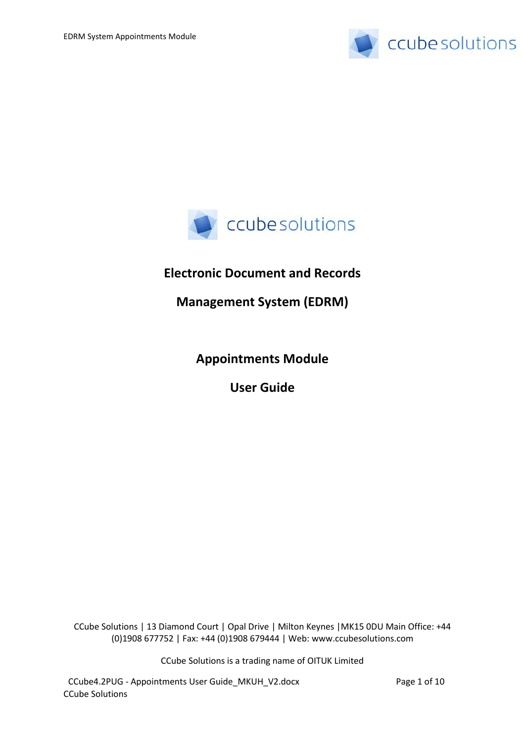ccubesolutions

# Electronic Document and Records Management System (EDRM)

## Appointments Module

## User Guide

CCube Solutions | 13 Diamond Court | Opal Drive | Milton Keynes |MK15 0DU Main Office: +44 (0)1908 677752 | Fax: +44 (0)1908 679444 | Web: www.ccubesolutions.com

CCube Solutions is a trading name of OITUK Limited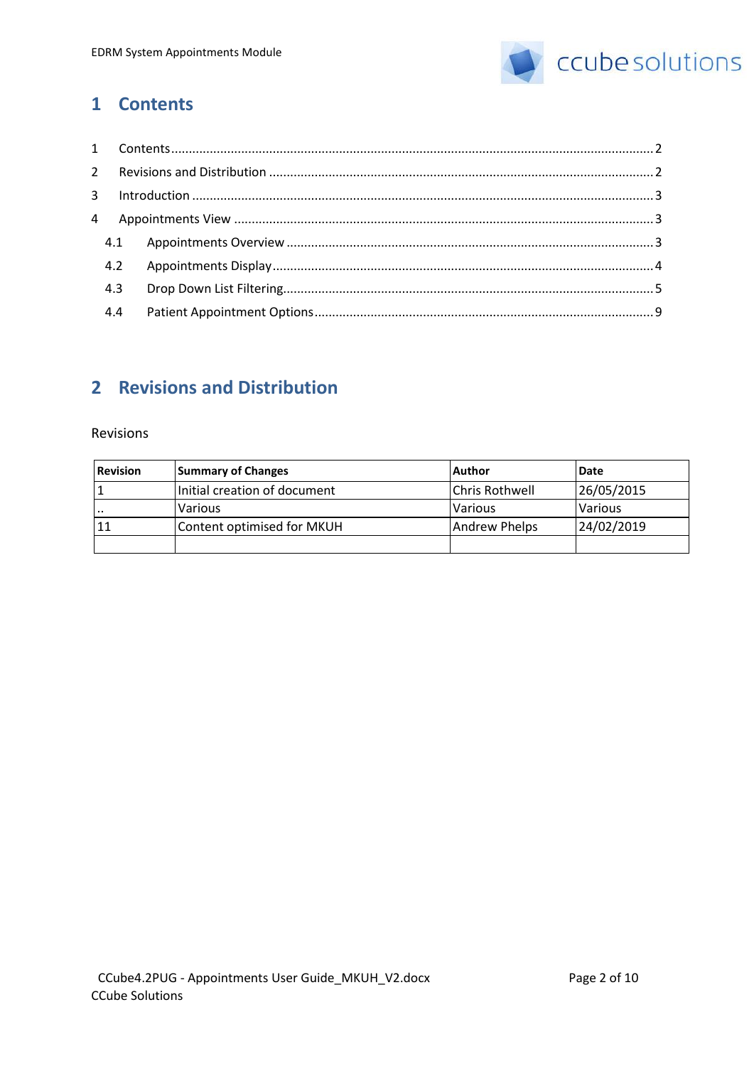# 1 Contents

1 Contents ........ 2
2 Revisions and Distribution ........ 2
3 Introduction ........ 3
4 Appointments View ........ 3
  4.1 Appointments Overview ........ 3
  4.2 Appointments Display ........ 4
  4.3 Drop Down List Filtering ........ 5
  4.4 Patient Appointment Options ........ 9

# 2 Revisions and Distribution

Revisions

| Revision | Summary of Changes | Author | Date |
|---|---|---|---|
| 1 | Initial creation of document | Chris Rothwell | 26/05/2015 |
| .. | Various | Various | Various |
| 11 | Content optimised for MKUH | Andrew Phelps | 24/02/2019 |
| | | | |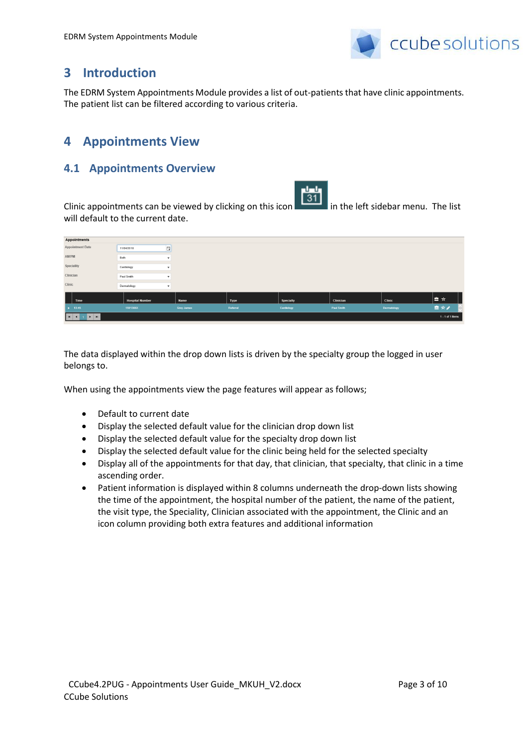# 3 Introduction

The EDRM System Appointments Module provides a list of out-patients that have clinic appointments. The patient list can be filtered according to various criteria.

# 4 Appointments View

## 4.1 Appointments Overview

Clinic appointments can be viewed by clicking on this icon in the left sidebar menu. The list will default to the current date.

The data displayed within the drop down lists is driven by the specialty group the logged in user belongs to.

When using the appointments view the page features will appear as follows;

- Default to current date
- Display the selected default value for the clinician drop down list
- Display the selected default value for the specialty drop down list
- Display the selected default value for the clinic being held for the selected specialty
- Display all of the appointments for that day, that clinician, that specialty, that clinic in a time ascending order.
- Patient information is displayed within 8 columns underneath the drop-down lists showing the time of the appointment, the hospital number of the patient, the name of the patient, the visit type, the Speciality, Clinician associated with the appointment, the Clinic and an icon column providing both extra features and additional information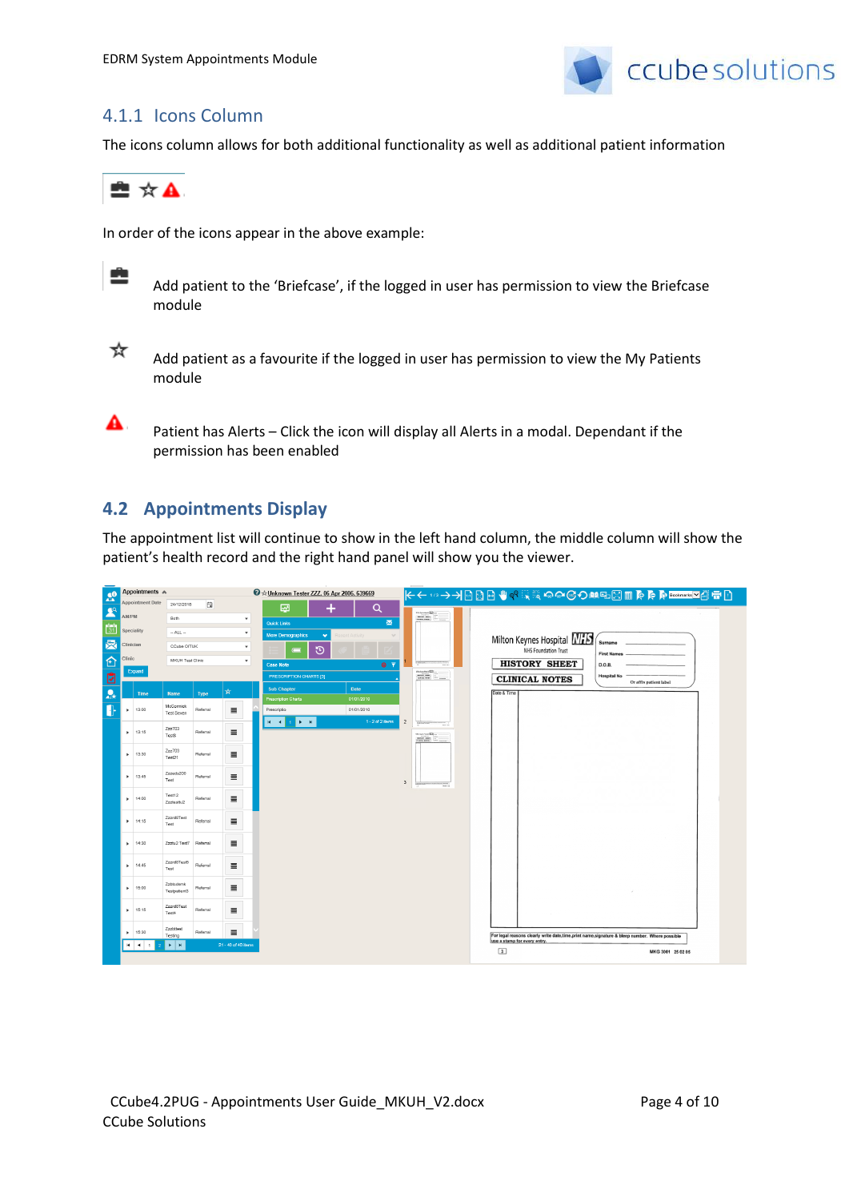### 4.1.1 Icons Column

The icons column allows for both additional functionality as well as additional patient information

In order of the icons appear in the above example:

Add patient to the 'Briefcase', if the logged in user has permission to view the Briefcase module

Add patient as a favourite if the logged in user has permission to view the My Patients module

Patient has Alerts – Click the icon will display all Alerts in a modal. Dependant if the permission has been enabled

## 4.2 Appointments Display

The appointment list will continue to show in the left hand column, the middle column will show the patient's health record and the right hand panel will show you the viewer.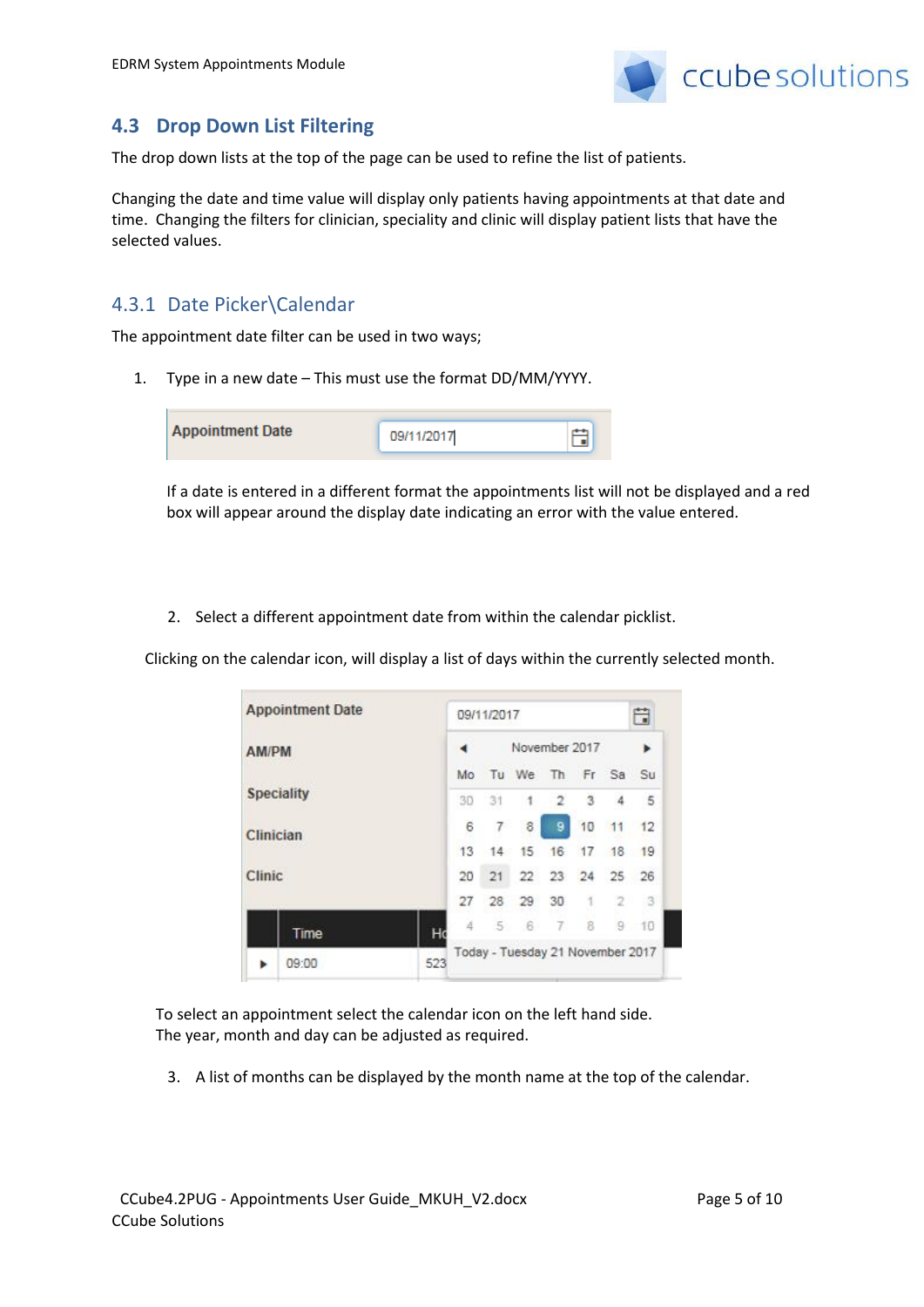## 4.3 Drop Down List Filtering

The drop down lists at the top of the page can be used to refine the list of patients.

Changing the date and time value will display only patients having appointments at that date and time. Changing the filters for clinician, speciality and clinic will display patient lists that have the selected values.

### 4.3.1 Date Picker\Calendar

The appointment date filter can be used in two ways;

1. Type in a new date – This must use the format DD/MM/YYYY.

   If a date is entered in a different format the appointments list will not be displayed and a red box will appear around the display date indicating an error with the value entered.

2. Select a different appointment date from within the calendar picklist.

Clicking on the calendar icon, will display a list of days within the currently selected month.

To select an appointment select the calendar icon on the left hand side.
The year, month and day can be adjusted as required.

3. A list of months can be displayed by the month name at the top of the calendar.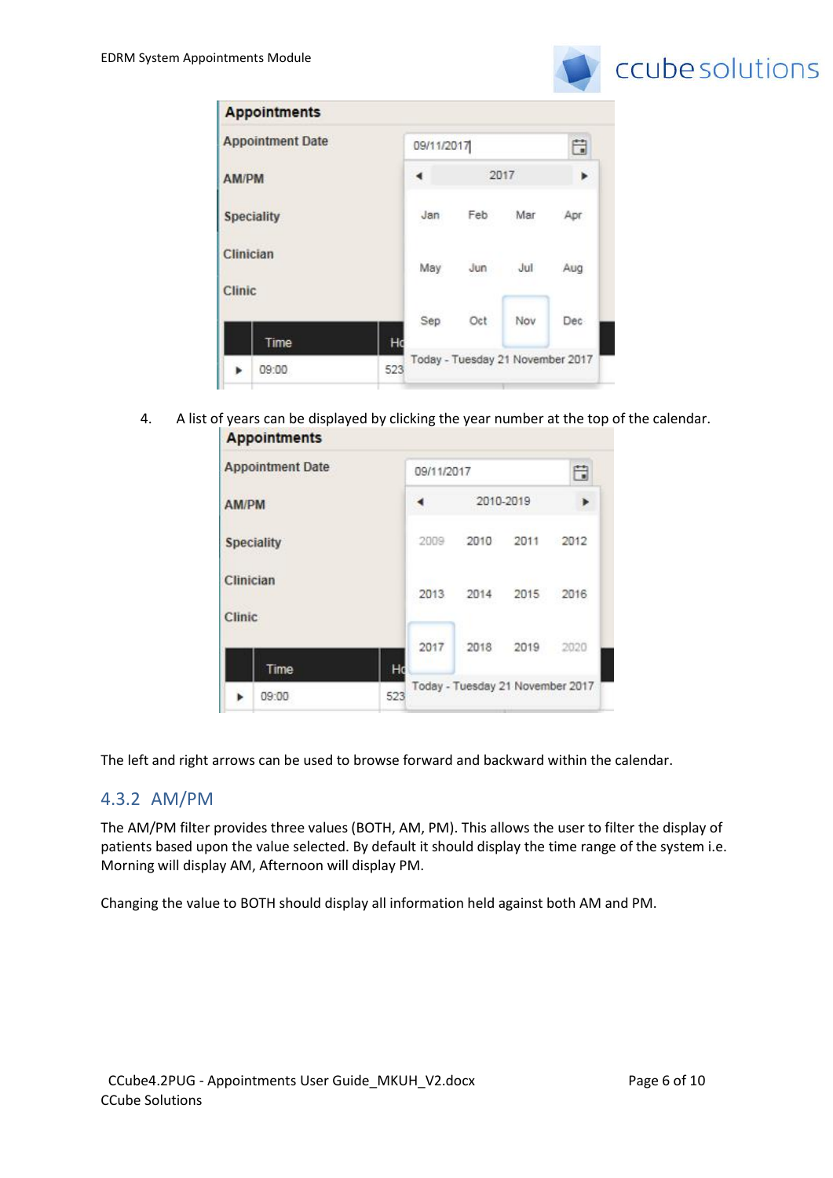4. A list of years can be displayed by clicking the year number at the top of the calendar.

The left and right arrows can be used to browse forward and backward within the calendar.

### 4.3.2 AM/PM

The AM/PM filter provides three values (BOTH, AM, PM). This allows the user to filter the display of patients based upon the value selected. By default it should display the time range of the system i.e. Morning will display AM, Afternoon will display PM.

Changing the value to BOTH should display all information held against both AM and PM.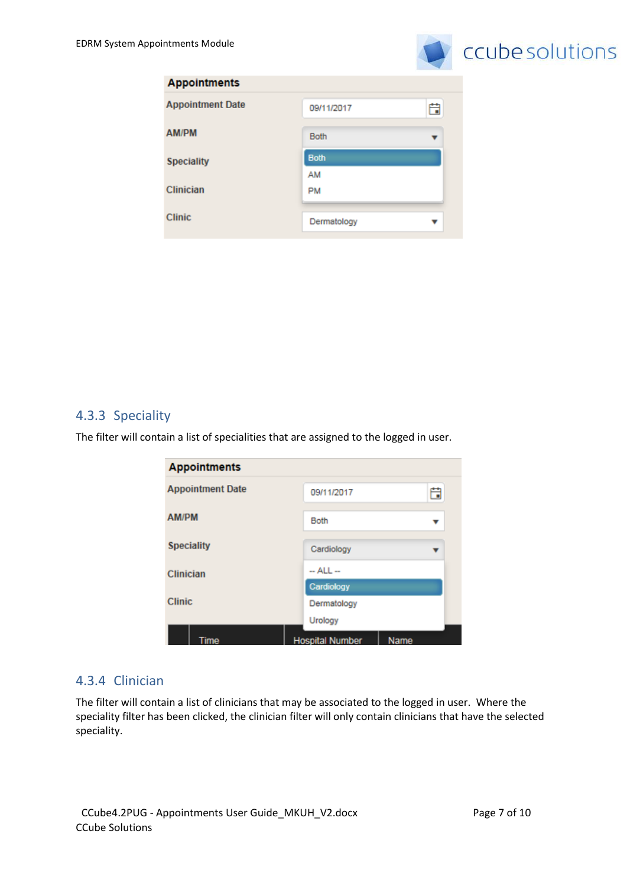### 4.3.3 Speciality

The filter will contain a list of specialities that are assigned to the logged in user.

### 4.3.4 Clinician

The filter will contain a list of clinicians that may be associated to the logged in user. Where the speciality filter has been clicked, the clinician filter will only contain clinicians that have the selected speciality.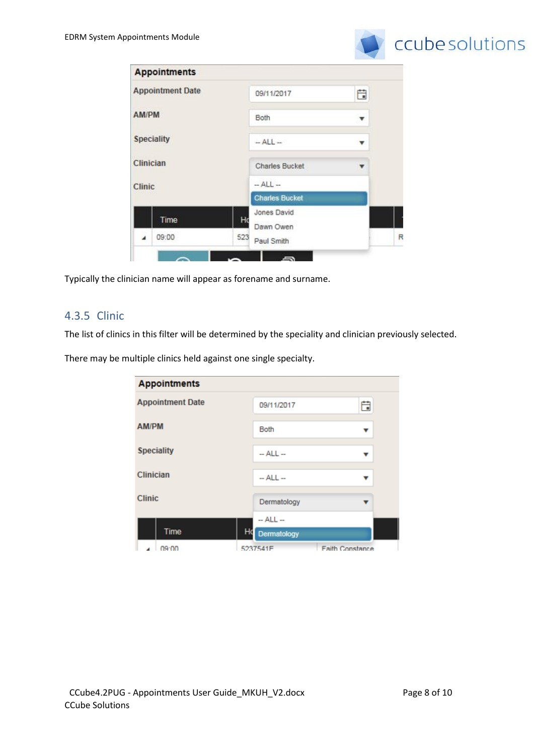Typically the clinician name will appear as forename and surname.

### 4.3.5 Clinic

The list of clinics in this filter will be determined by the speciality and clinician previously selected.

There may be multiple clinics held against one single specialty.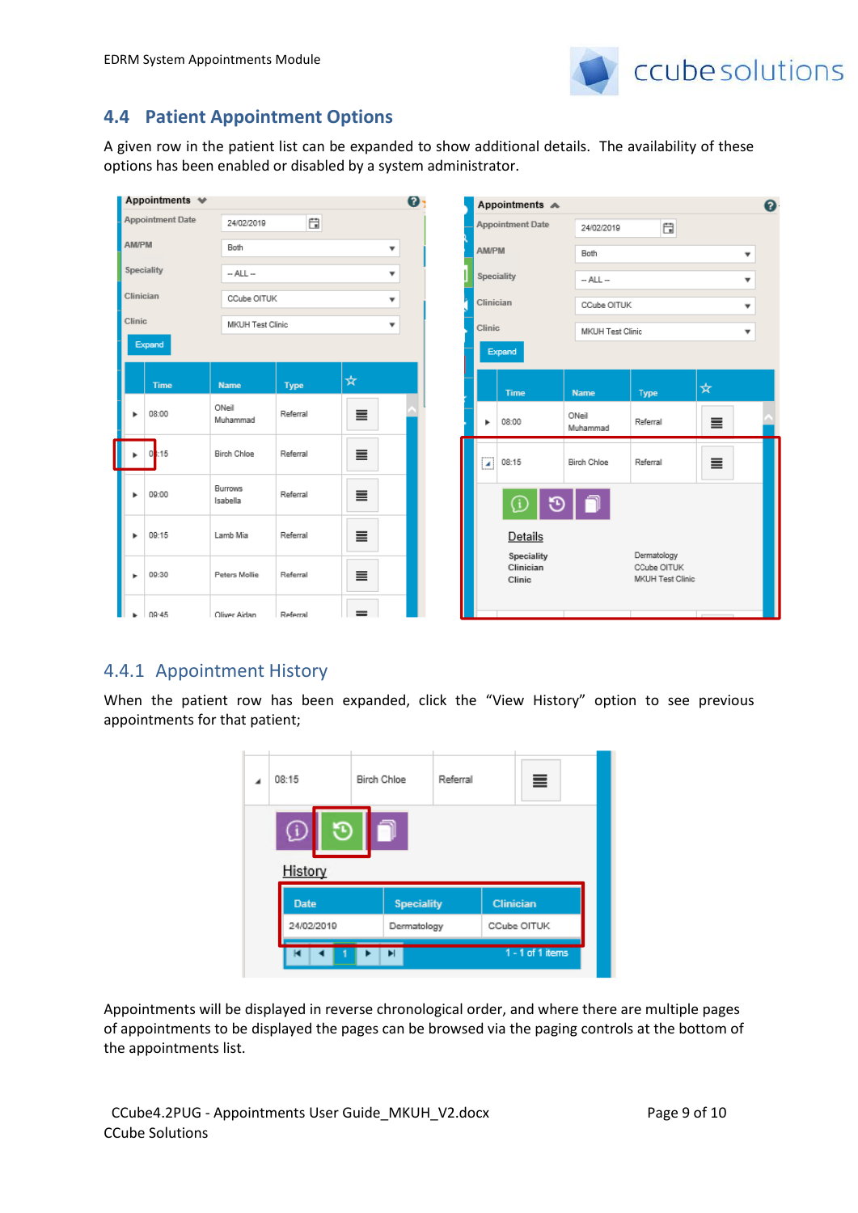## 4.4 Patient Appointment Options

A given row in the patient list can be expanded to show additional details. The availability of these options has been enabled or disabled by a system administrator.

### 4.4.1 Appointment History

When the patient row has been expanded, click the "View History" option to see previous appointments for that patient;

Appointments will be displayed in reverse chronological order, and where there are multiple pages of appointments to be displayed the pages can be browsed via the paging controls at the bottom of the appointments list.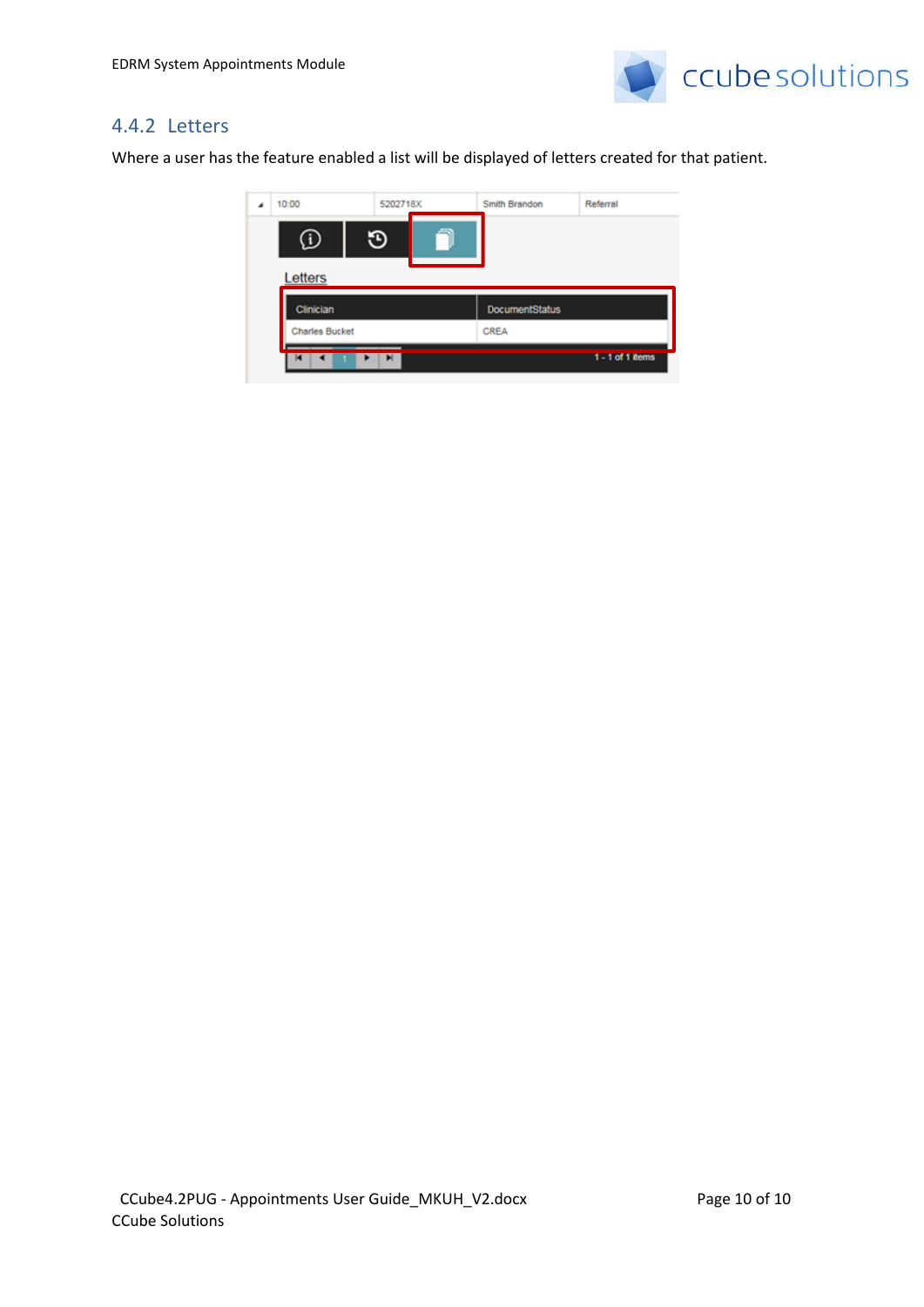### 4.4.2 Letters

Where a user has the feature enabled a list will be displayed of letters created for that patient.